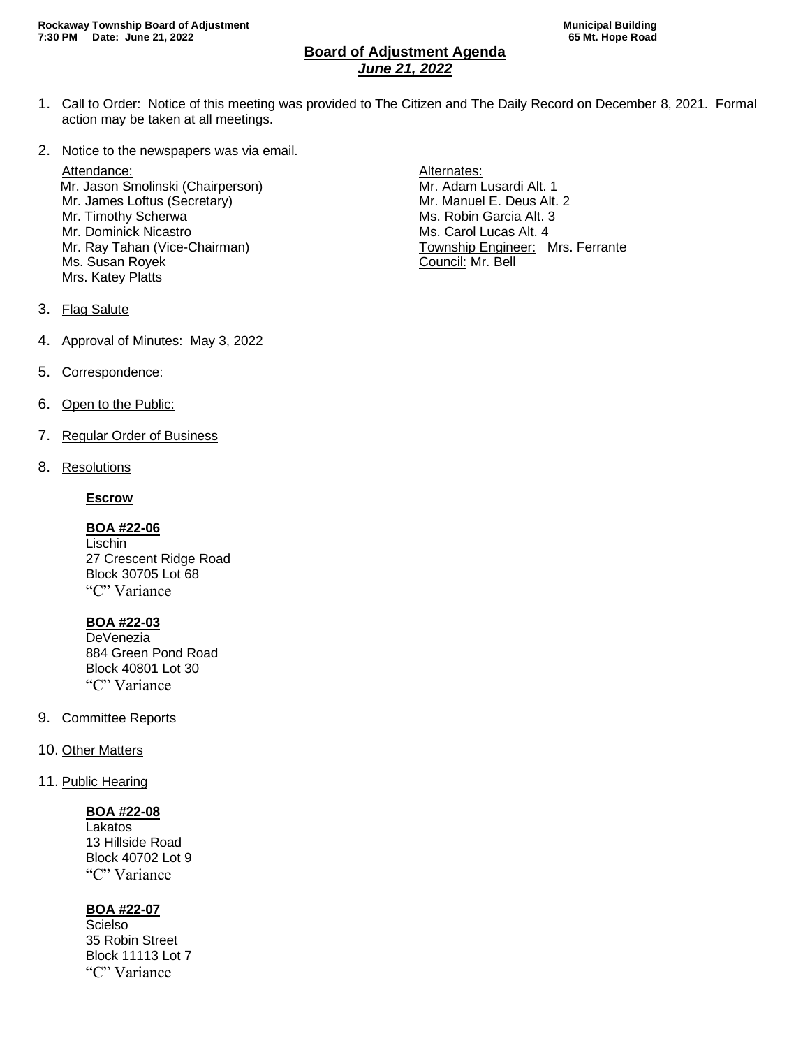Rockaway Township Board of Adjustment
7:30 PM Date: June 21, 2022

Municipal Building
65 Mt. Hope Road

# Board of Adjustment Agenda

***June 21, 2022***

1. Call to Order: Notice of this meeting was provided to The Citizen and The Daily Record on December 8, 2021. Formal action may be taken at all meetings.

2. Notice to the newspapers was via email.

   Attendance:
   Mr. Jason Smolinski (Chairperson)
   Mr. James Loftus (Secretary)
   Mr. Timothy Scherwa
   Mr. Dominick Nicastro
   Mr. Ray Tahan (Vice-Chairman)
   Ms. Susan Royek
   Mrs. Katey Platts

   Alternates:
   Mr. Adam Lusardi Alt. 1
   Mr. Manuel E. Deus Alt. 2
   Ms. Robin Garcia Alt. 3
   Ms. Carol Lucas Alt. 4
   Township Engineer: Mrs. Ferrante
   Council: Mr. Bell

3. Flag Salute

4. Approval of Minutes: May 3, 2022

5. Correspondence:

6. Open to the Public:

7. Regular Order of Business

8. Resolutions

   **Escrow**

   **BOA #22-06**
   Lischin
   27 Crescent Ridge Road
   Block 30705 Lot 68
   "C" Variance

   **BOA #22-03**
   DeVenezia
   884 Green Pond Road
   Block 40801 Lot 30
   "C" Variance

9. Committee Reports

10. Other Matters

11. Public Hearing

    **BOA #22-08**
    Lakatos
    13 Hillside Road
    Block 40702 Lot 9
    "C" Variance

    **BOA #22-07**
    Scielso
    35 Robin Street
    Block 11113 Lot 7
    "C" Variance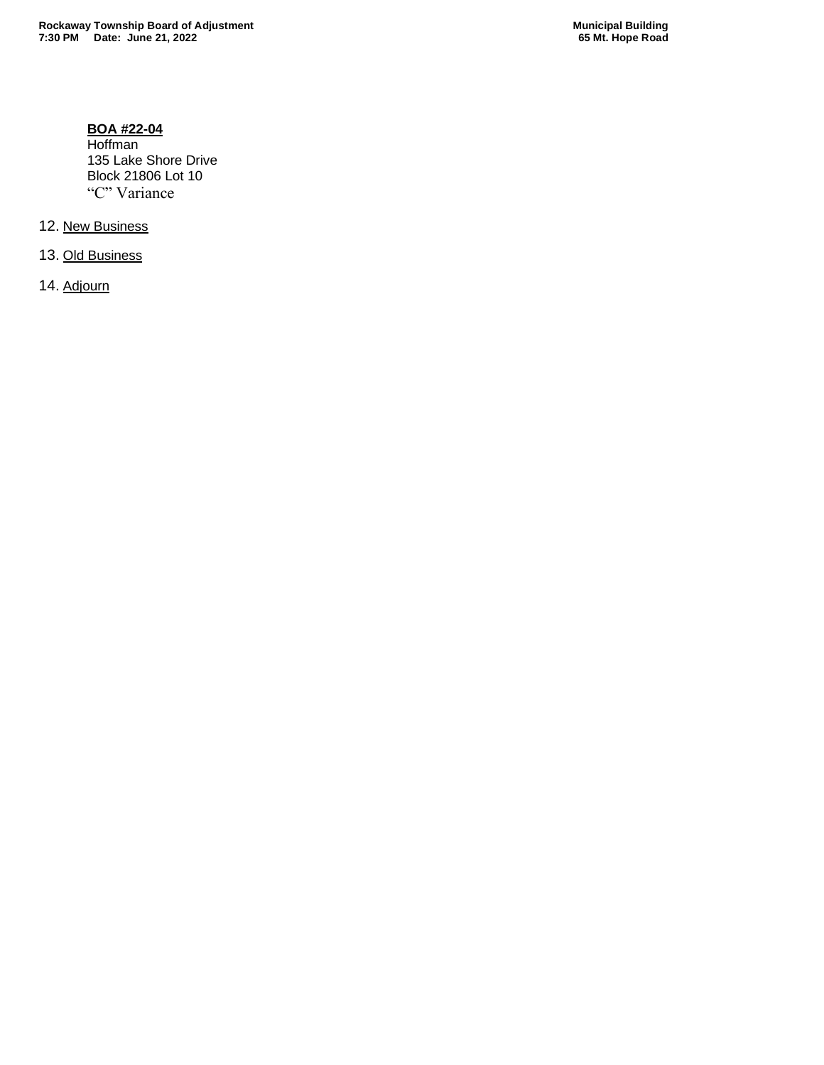**BOA #22-04**
Hoffman
135 Lake Shore Drive
Block 21806 Lot 10
"C" Variance

12. New Business

13. Old Business

14. Adjourn